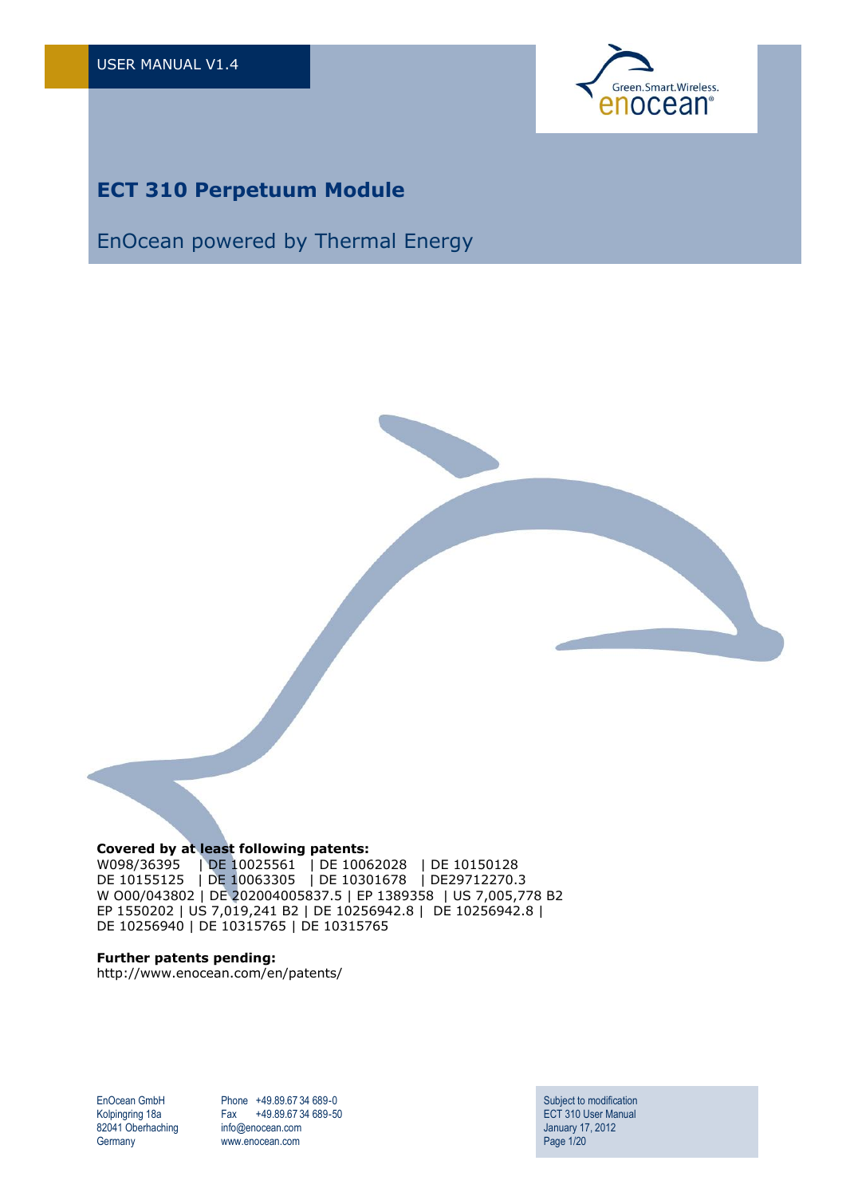USER MANUAL V1.4

# ECT 310 Perpetuum Module

## EnOcean powered by Thermal Energy

**Covered by at least following patents:**
W098/36395 | DE 10025561 | DE 10062028 | DE 10150128
DE 10155125 | DE 10063305 | DE 10301678 | DE29712270.3
W O00/043802 | DE 202004005837.5 | EP 1389358 | US 7,005,778 B2
EP 1550202 | US 7,019,241 B2 | DE 10256942.8 | DE 10256942.8 |
DE 10256940 | DE 10315765 | DE 10315765

**Further patents pending:**
http://www.enocean.com/en/patents/

EnOcean GmbH
Kolpingring 18a
82041 Oberhaching
Germany

Phone +49.89.67 34 689-0
Fax +49.89.67 34 689-50
info@enocean.com
www.enocean.com

Subject to modification
ECT 310 User Manual
January 17, 2012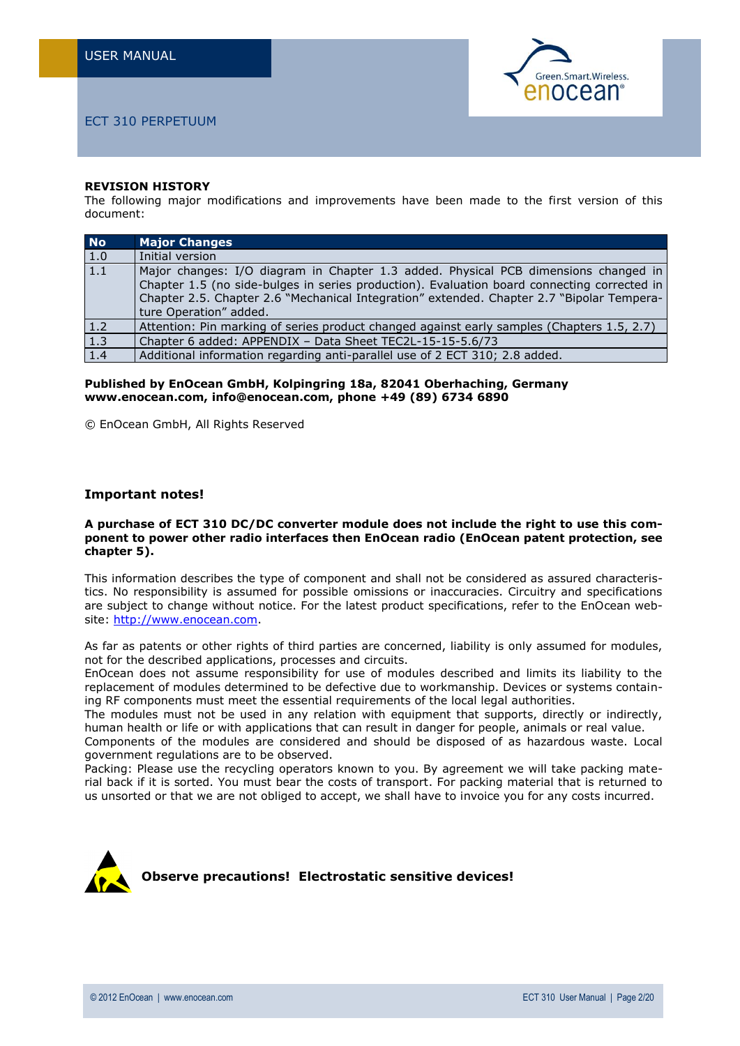**REVISION HISTORY**

The following major modifications and improvements have been made to the first version of this document:

| No | Major Changes |
|---|---|
| 1.0 | Initial version |
| 1.1 | Major changes: I/O diagram in Chapter 1.3 added. Physical PCB dimensions changed in Chapter 1.5 (no side-bulges in series production). Evaluation board connecting corrected in Chapter 2.5. Chapter 2.6 "Mechanical Integration" extended. Chapter 2.7 "Bipolar Temperature Operation" added. |
| 1.2 | Attention: Pin marking of series product changed against early samples (Chapters 1.5, 2.7) |
| 1.3 | Chapter 6 added: APPENDIX – Data Sheet TEC2L-15-15-5.6/73 |
| 1.4 | Additional information regarding anti-parallel use of 2 ECT 310; 2.8 added. |

**Published by EnOcean GmbH, Kolpingring 18a, 82041 Oberhaching, Germany**
**www.enocean.com, info@enocean.com, phone +49 (89) 6734 6890**

© EnOcean GmbH, All Rights Reserved

**Important notes!**

**A purchase of ECT 310 DC/DC converter module does not include the right to use this component to power other radio interfaces then EnOcean radio (EnOcean patent protection, see chapter 5).**

This information describes the type of component and shall not be considered as assured characteristics. No responsibility is assumed for possible omissions or inaccuracies. Circuitry and specifications are subject to change without notice. For the latest product specifications, refer to the EnOcean website: http://www.enocean.com.

As far as patents or other rights of third parties are concerned, liability is only assumed for modules, not for the described applications, processes and circuits.
EnOcean does not assume responsibility for use of modules described and limits its liability to the replacement of modules determined to be defective due to workmanship. Devices or systems containing RF components must meet the essential requirements of the local legal authorities.
The modules must not be used in any relation with equipment that supports, directly or indirectly, human health or life or with applications that can result in danger for people, animals or real value.
Components of the modules are considered and should be disposed of as hazardous waste. Local government regulations are to be observed.
Packing: Please use the recycling operators known to you. By agreement we will take packing material back if it is sorted. You must bear the costs of transport. For packing material that is returned to us unsorted or that we are not obliged to accept, we shall have to invoice you for any costs incurred.

**Observe precautions! Electrostatic sensitive devices!**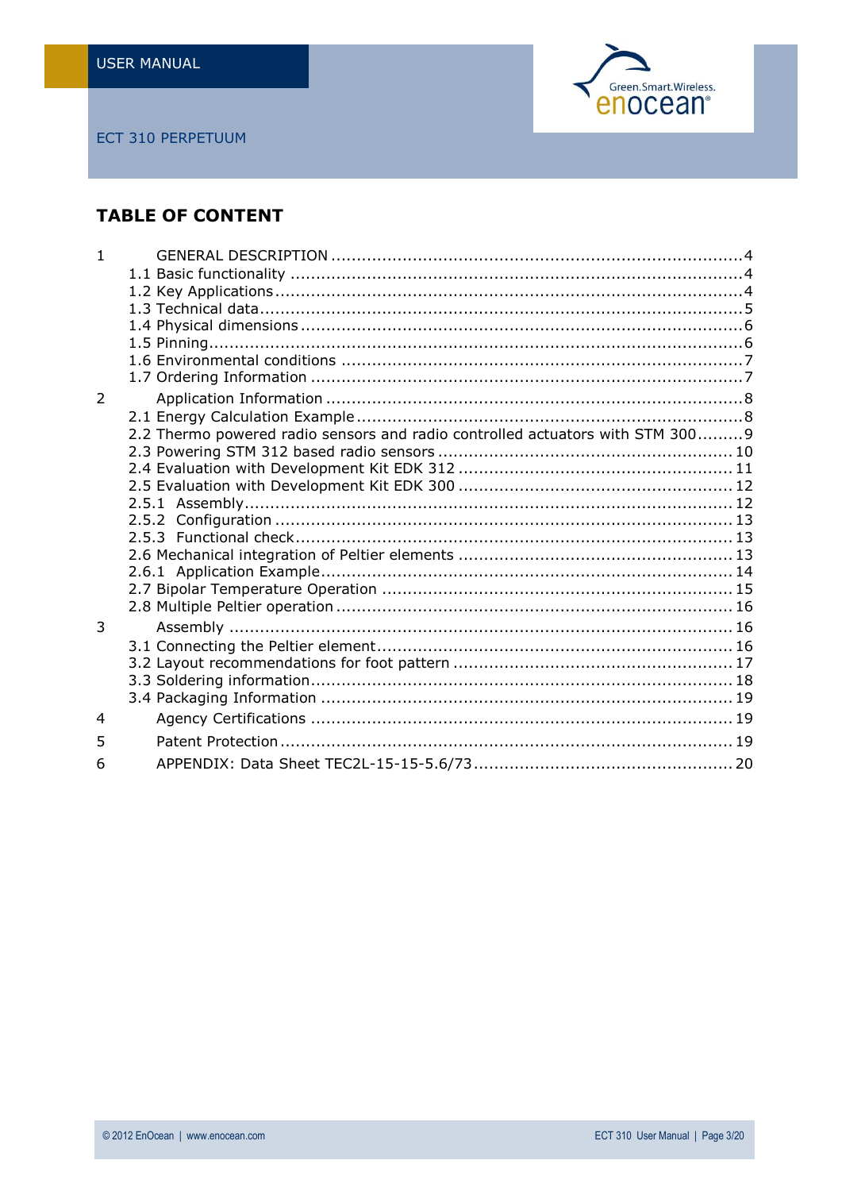## TABLE OF CONTENT

1 GENERAL DESCRIPTION ........................................................................ 4
- 1.1 Basic functionality ........................................................................ 4
- 1.2 Key Applications ........................................................................ 4
- 1.3 Technical data ........................................................................ 5
- 1.4 Physical dimensions ........................................................................ 6
- 1.5 Pinning ........................................................................ 6
- 1.6 Environmental conditions ........................................................................ 7
- 1.7 Ordering Information ........................................................................ 7

2 Application Information ........................................................................ 8
- 2.1 Energy Calculation Example ........................................................................ 8
- 2.2 Thermo powered radio sensors and radio controlled actuators with STM 300 ......... 9
- 2.3 Powering STM 312 based radio sensors ........................................................................ 10
- 2.4 Evaluation with Development Kit EDK 312 ........................................................................ 11
- 2.5 Evaluation with Development Kit EDK 300 ........................................................................ 12
- 2.5.1 Assembly ........................................................................ 12
- 2.5.2 Configuration ........................................................................ 13
- 2.5.3 Functional check ........................................................................ 13
- 2.6 Mechanical integration of Peltier elements ........................................................................ 13
- 2.6.1 Application Example ........................................................................ 14
- 2.7 Bipolar Temperature Operation ........................................................................ 15
- 2.8 Multiple Peltier operation ........................................................................ 16

3 Assembly ........................................................................ 16
- 3.1 Connecting the Peltier element ........................................................................ 16
- 3.2 Layout recommendations for foot pattern ........................................................................ 17
- 3.3 Soldering information ........................................................................ 18
- 3.4 Packaging Information ........................................................................ 19

4 Agency Certifications ........................................................................ 19

5 Patent Protection ........................................................................ 19

6 APPENDIX: Data Sheet TEC2L-15-15-5.6/73 ........................................................................ 20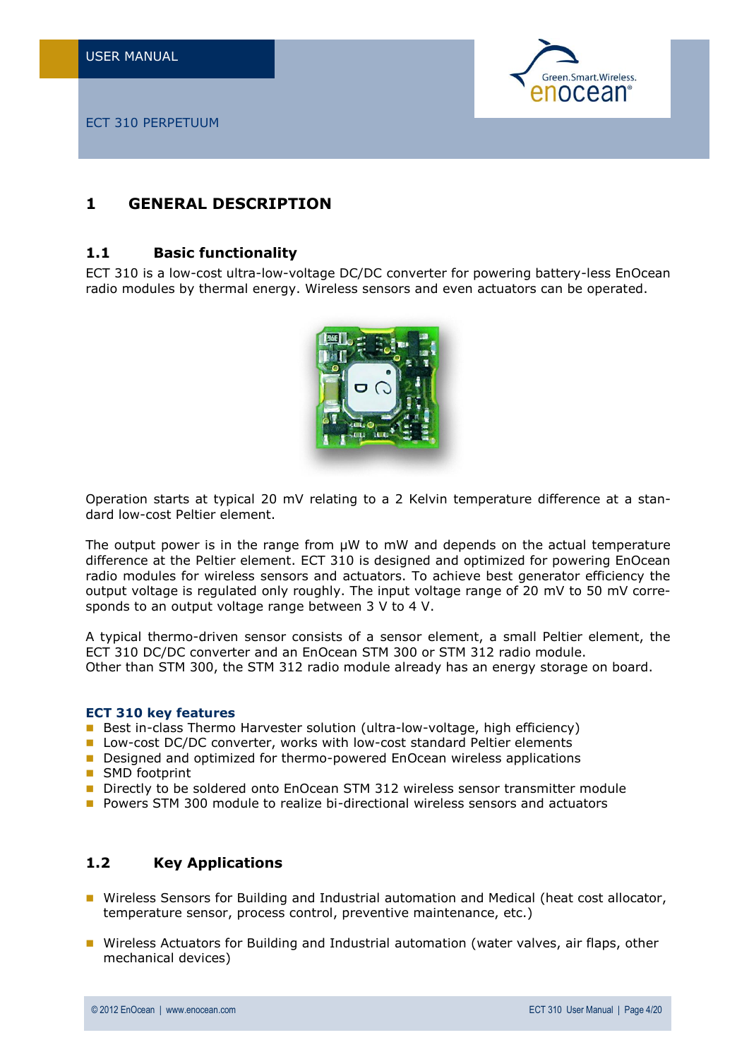# 1 GENERAL DESCRIPTION

## 1.1 Basic functionality

ECT 310 is a low-cost ultra-low-voltage DC/DC converter for powering battery-less EnOcean radio modules by thermal energy. Wireless sensors and even actuators can be operated.

Operation starts at typical 20 mV relating to a 2 Kelvin temperature difference at a standard low-cost Peltier element.

The output power is in the range from µW to mW and depends on the actual temperature difference at the Peltier element. ECT 310 is designed and optimized for powering EnOcean radio modules for wireless sensors and actuators. To achieve best generator efficiency the output voltage is regulated only roughly. The input voltage range of 20 mV to 50 mV corresponds to an output voltage range between 3 V to 4 V.

A typical thermo-driven sensor consists of a sensor element, a small Peltier element, the ECT 310 DC/DC converter and an EnOcean STM 300 or STM 312 radio module.
Other than STM 300, the STM 312 radio module already has an energy storage on board.

**ECT 310 key features**

- Best in-class Thermo Harvester solution (ultra-low-voltage, high efficiency)
- Low-cost DC/DC converter, works with low-cost standard Peltier elements
- Designed and optimized for thermo-powered EnOcean wireless applications
- SMD footprint
- Directly to be soldered onto EnOcean STM 312 wireless sensor transmitter module
- Powers STM 300 module to realize bi-directional wireless sensors and actuators

## 1.2 Key Applications

- Wireless Sensors for Building and Industrial automation and Medical (heat cost allocator, temperature sensor, process control, preventive maintenance, etc.)
- Wireless Actuators for Building and Industrial automation (water valves, air flaps, other mechanical devices)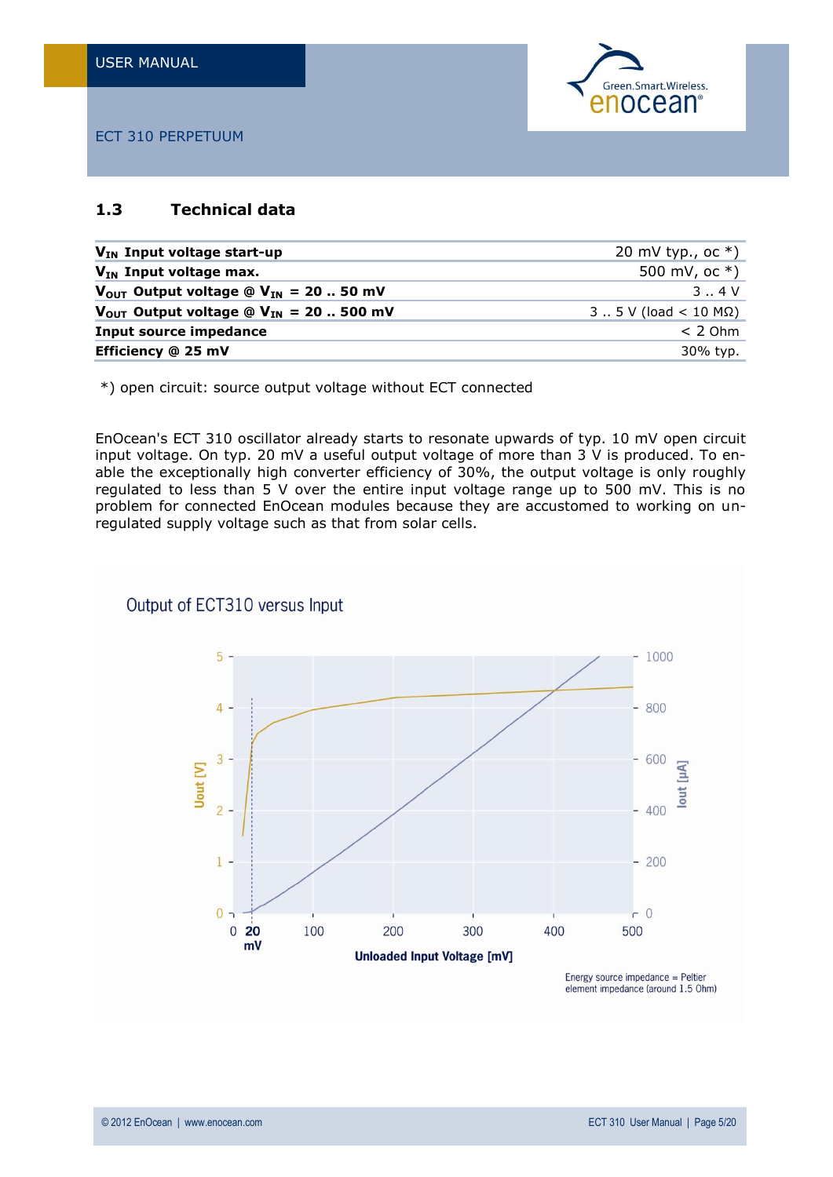## 1.3 Technical data

| | |
|---|---|
| **$V_{IN}$ Input voltage start-up** | 20 mV typ., oc *) |
| **$V_{IN}$ Input voltage max.** | 500 mV, oc *) |
| **$V_{OUT}$ Output voltage @ $V_{IN}$ = 20 .. 50 mV** | 3 .. 4 V |
| **$V_{OUT}$ Output voltage @ $V_{IN}$ = 20 .. 500 mV** | 3 .. 5 V (load < 10 MΩ) |
| **Input source impedance** | < 2 Ohm |
| **Efficiency @ 25 mV** | 30% typ. |

*) open circuit: source output voltage without ECT connected

EnOcean's ECT 310 oscillator already starts to resonate upwards of typ. 10 mV open circuit input voltage. On typ. 20 mV a useful output voltage of more than 3 V is produced. To enable the exceptionally high converter efficiency of 30%, the output voltage is only roughly regulated to less than 5 V over the entire input voltage range up to 500 mV. This is no problem for connected EnOcean modules because they are accustomed to working on unregulated supply voltage such as that from solar cells.

Output of ECT310 versus Input

Energy source impedance = Peltier element impedance (around 1.5 Ohm)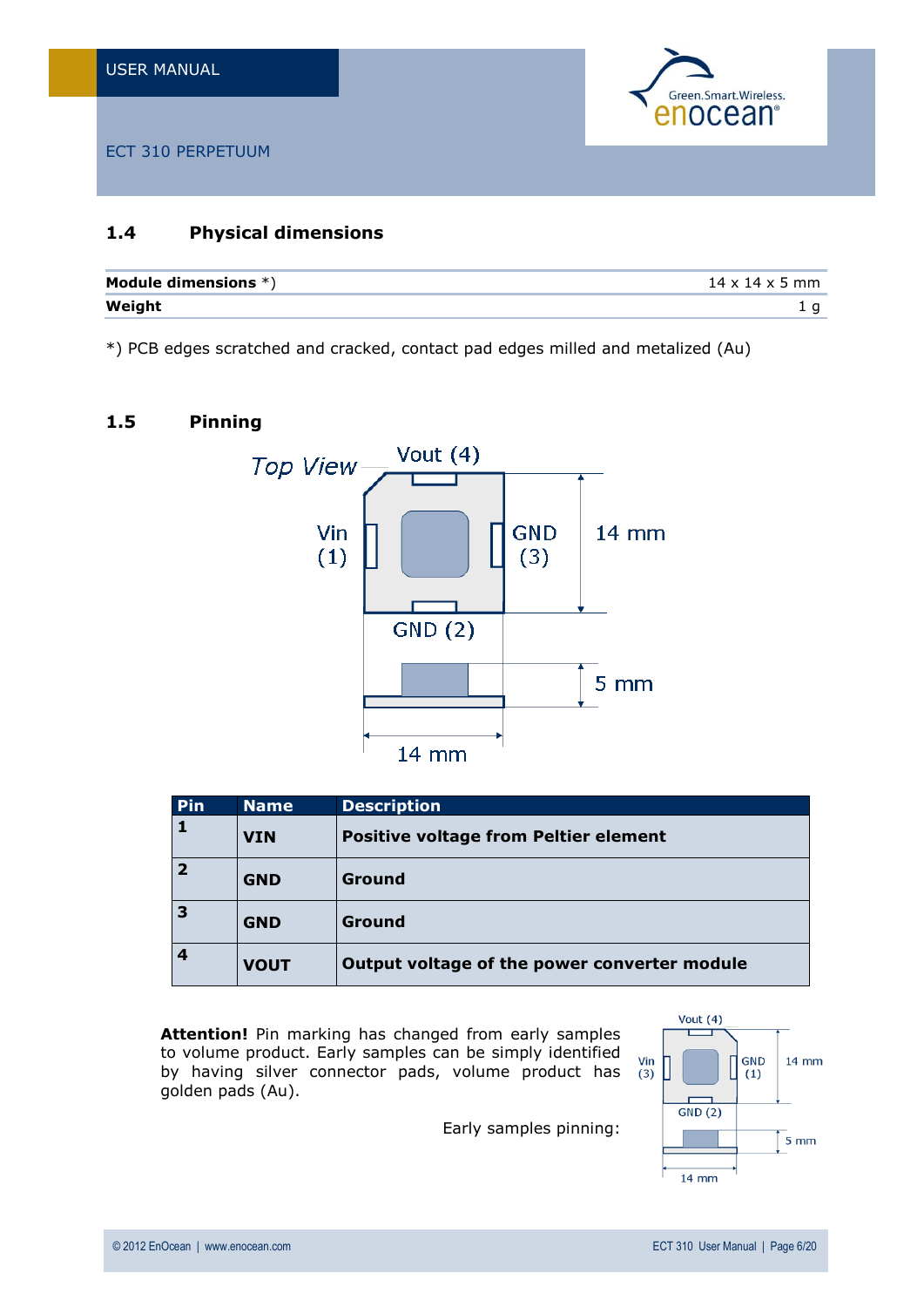## 1.4 Physical dimensions

| Module dimensions *) | 14 x 14 x 5 mm |
|---|---|
| **Weight** | 1 g |

*) PCB edges scratched and cracked, contact pad edges milled and metalized (Au)

## 1.5 Pinning

| Pin | Name | Description |
|---|---|---|
| 1 | **VIN** | **Positive voltage from Peltier element** |
| 2 | **GND** | **Ground** |
| 3 | **GND** | **Ground** |
| 4 | **VOUT** | **Output voltage of the power converter module** |

**Attention!** Pin marking has changed from early samples to volume product. Early samples can be simply identified by having silver connector pads, volume product has golden pads (Au).

Early samples pinning: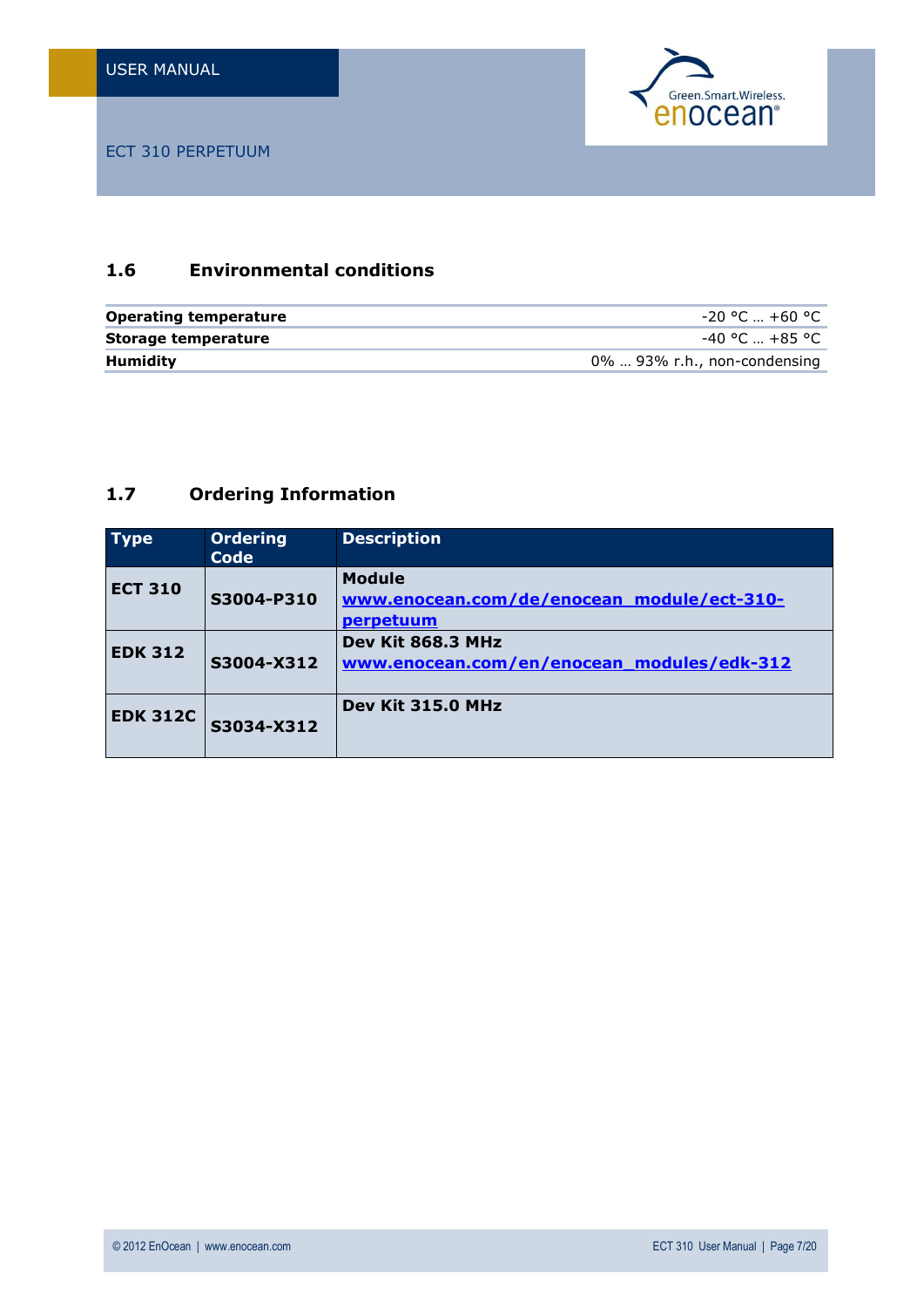## 1.6 Environmental conditions

| | |
|---|---|
| **Operating temperature** | -20 °C … +60 °C |
| **Storage temperature** | -40 °C … +85 °C |
| **Humidity** | 0% … 93% r.h., non-condensing |

## 1.7 Ordering Information

| Type | Ordering Code | Description |
|---|---|---|
| **ECT 310** | **S3004-P310** | **Module**<br>**www.enocean.com/de/enocean_module/ect-310-perpetuum** |
| **EDK 312** | **S3004-X312** | **Dev Kit 868.3 MHz**<br>**www.enocean.com/en/enocean_modules/edk-312** |
| **EDK 312C** | **S3034-X312** | **Dev Kit 315.0 MHz** |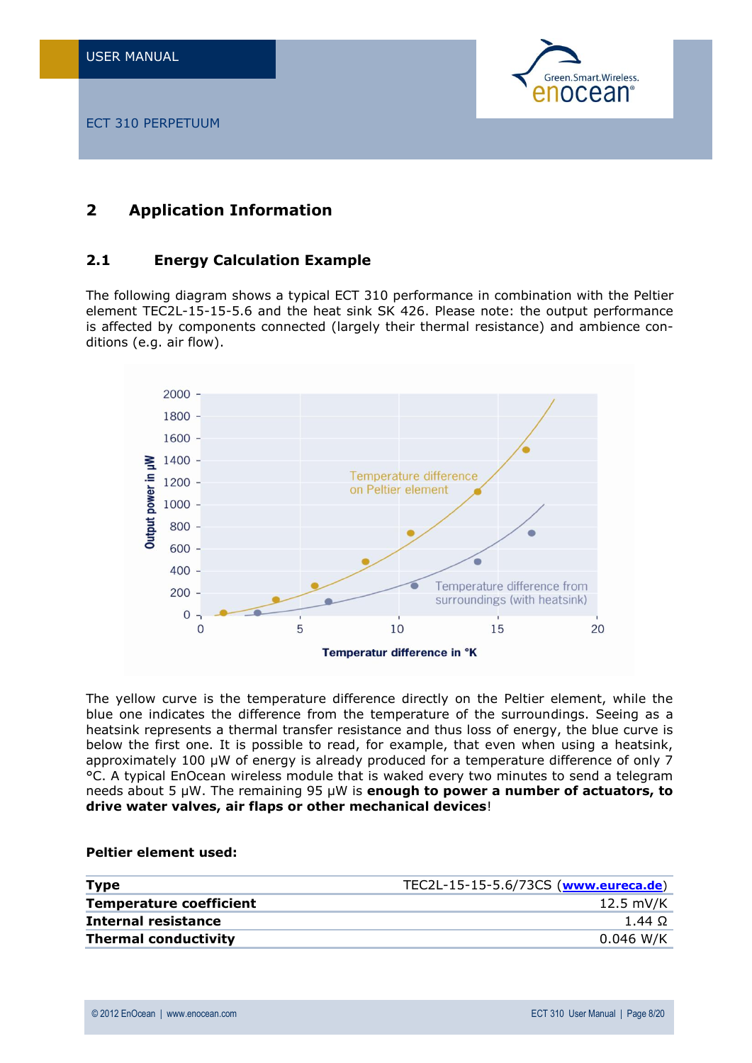## 2 Application Information

### 2.1 Energy Calculation Example

The following diagram shows a typical ECT 310 performance in combination with the Peltier element TEC2L-15-15-5.6 and the heat sink SK 426. Please note: the output performance is affected by components connected (largely their thermal resistance) and ambience conditions (e.g. air flow).

The yellow curve is the temperature difference directly on the Peltier element, while the blue one indicates the difference from the temperature of the surroundings. Seeing as a heatsink represents a thermal transfer resistance and thus loss of energy, the blue curve is below the first one. It is possible to read, for example, that even when using a heatsink, approximately 100 µW of energy is already produced for a temperature difference of only 7 °C. A typical EnOcean wireless module that is waked every two minutes to send a telegram needs about 5 µW. The remaining 95 µW is **enough to power a number of actuators, to drive water valves, air flaps or other mechanical devices**!

**Peltier element used:**

| | |
|---|---|
| **Type** | TEC2L-15-15-5.6/73CS (**www.eureca.de**) |
| **Temperature coefficient** | 12.5 mV/K |
| **Internal resistance** | 1.44 Ω |
| **Thermal conductivity** | 0.046 W/K |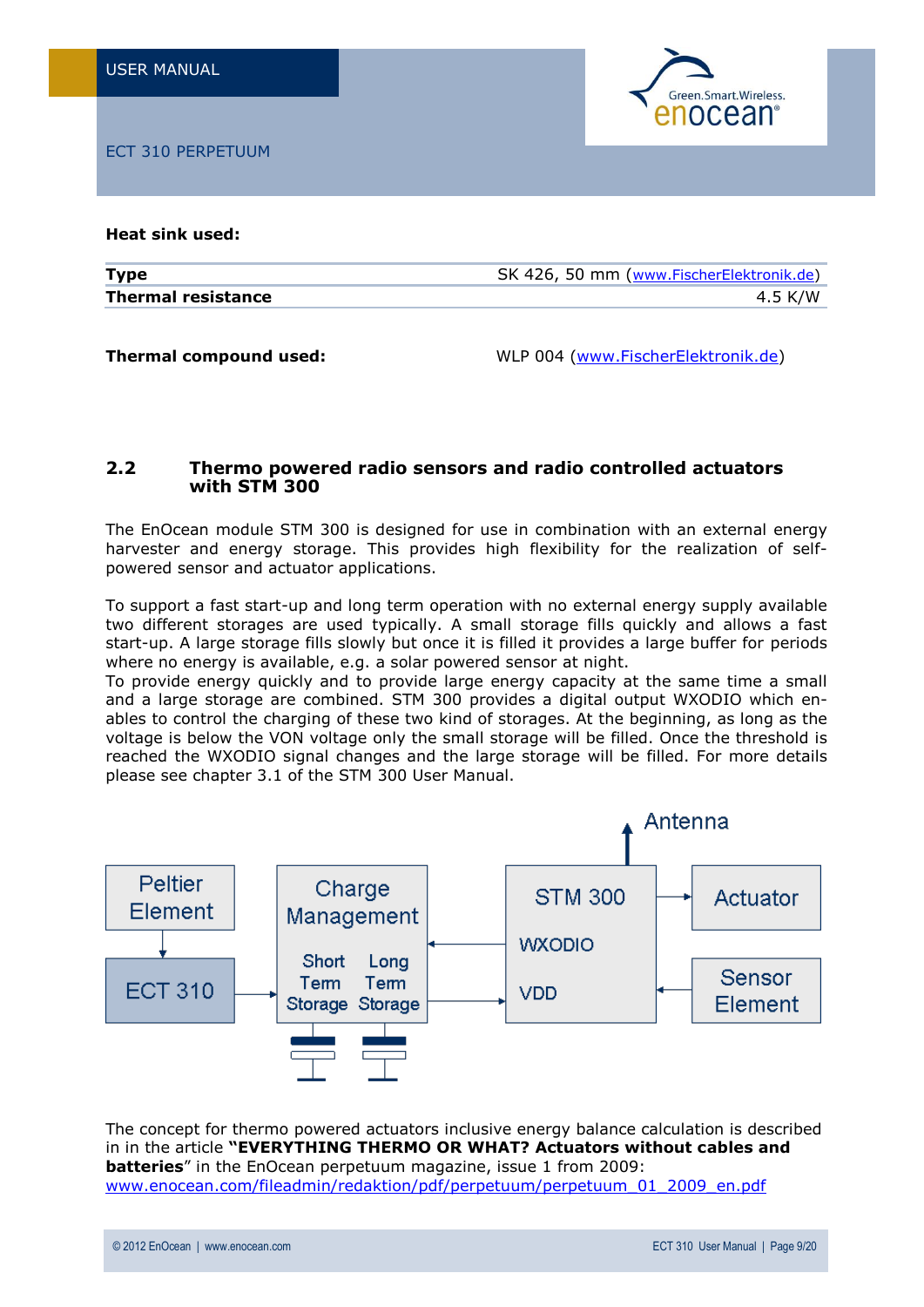**Heat sink used:**

| | |
|---|---|
| **Type** | SK 426, 50 mm (www.FischerElektronik.de) |
| **Thermal resistance** | 4.5 K/W |

**Thermal compound used:** WLP 004 (www.FischerElektronik.de)

## 2.2 Thermo powered radio sensors and radio controlled actuators with STM 300

The EnOcean module STM 300 is designed for use in combination with an external energy harvester and energy storage. This provides high flexibility for the realization of self-powered sensor and actuator applications.

To support a fast start-up and long term operation with no external energy supply available two different storages are used typically. A small storage fills quickly and allows a fast start-up. A large storage fills slowly but once it is filled it provides a large buffer for periods where no energy is available, e.g. a solar powered sensor at night.
To provide energy quickly and to provide large energy capacity at the same time a small and a large storage are combined. STM 300 provides a digital output WXODIO which enables to control the charging of these two kind of storages. At the beginning, as long as the voltage is below the VON voltage only the small storage will be filled. Once the threshold is reached the WXODIO signal changes and the large storage will be filled. For more details please see chapter 3.1 of the STM 300 User Manual.

The concept for thermo powered actuators inclusive energy balance calculation is described in in the article **"EVERYTHING THERMO OR WHAT? Actuators without cables and batteries**" in the EnOcean perpetuum magazine, issue 1 from 2009:
www.enocean.com/fileadmin/redaktion/pdf/perpetuum/perpetuum_01_2009_en.pdf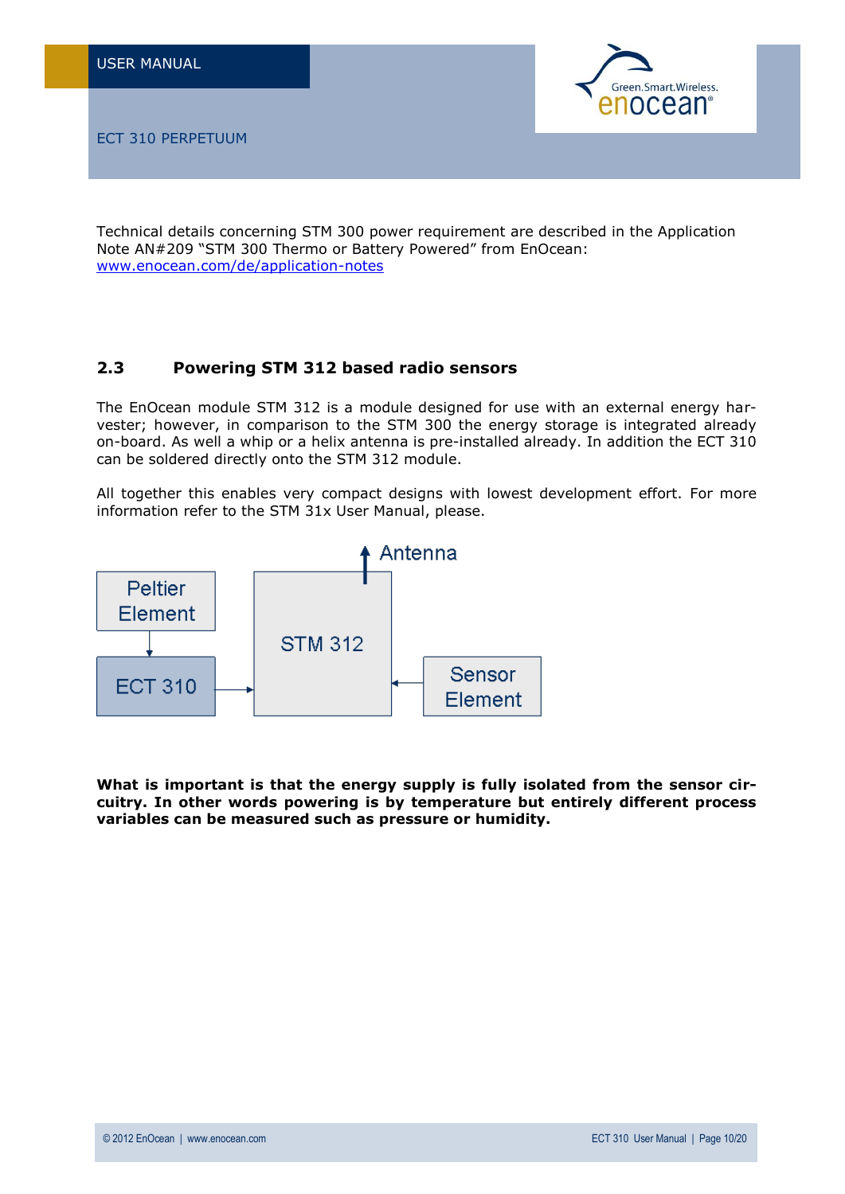Technical details concerning STM 300 power requirement are described in the Application Note AN#209 "STM 300 Thermo or Battery Powered" from EnOcean: www.enocean.com/de/application-notes

## 2.3 Powering STM 312 based radio sensors

The EnOcean module STM 312 is a module designed for use with an external energy harvester; however, in comparison to the STM 300 the energy storage is integrated already on-board. As well a whip or a helix antenna is pre-installed already. In addition the ECT 310 can be soldered directly onto the STM 312 module.

All together this enables very compact designs with lowest development effort. For more information refer to the STM 31x User Manual, please.

Antenna

Peltier Element

ECT 310

STM 312

Sensor Element

**What is important is that the energy supply is fully isolated from the sensor circuitry. In other words powering is by temperature but entirely different process variables can be measured such as pressure or humidity.**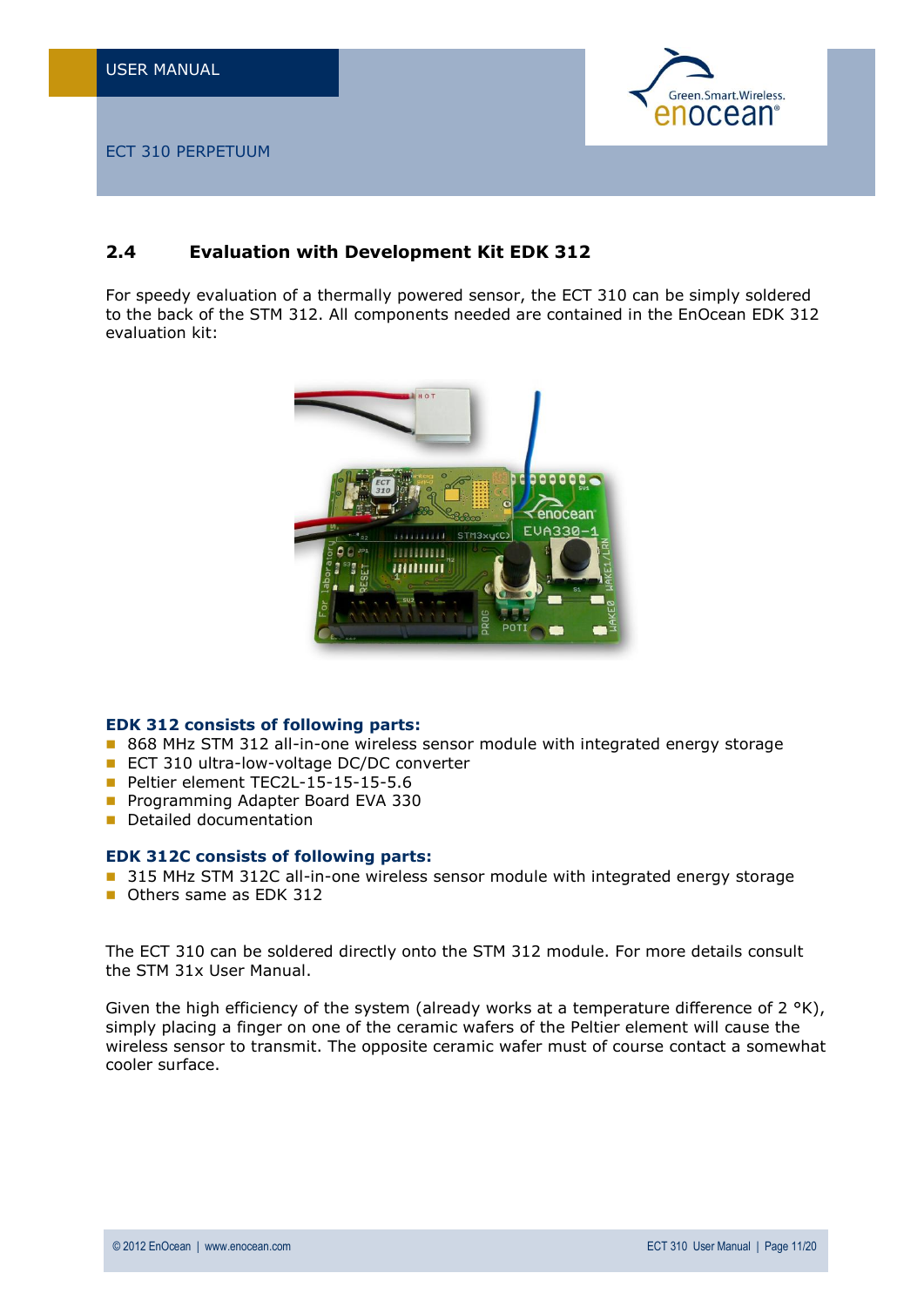## 2.4 Evaluation with Development Kit EDK 312

For speedy evaluation of a thermally powered sensor, the ECT 310 can be simply soldered to the back of the STM 312. All components needed are contained in the EnOcean EDK 312 evaluation kit:

**EDK 312 consists of following parts:**

- 868 MHz STM 312 all-in-one wireless sensor module with integrated energy storage
- ECT 310 ultra-low-voltage DC/DC converter
- Peltier element TEC2L-15-15-15-5.6
- Programming Adapter Board EVA 330
- Detailed documentation

**EDK 312C consists of following parts:**

- 315 MHz STM 312C all-in-one wireless sensor module with integrated energy storage
- Others same as EDK 312

The ECT 310 can be soldered directly onto the STM 312 module. For more details consult the STM 31x User Manual.

Given the high efficiency of the system (already works at a temperature difference of 2 °K), simply placing a finger on one of the ceramic wafers of the Peltier element will cause the wireless sensor to transmit. The opposite ceramic wafer must of course contact a somewhat cooler surface.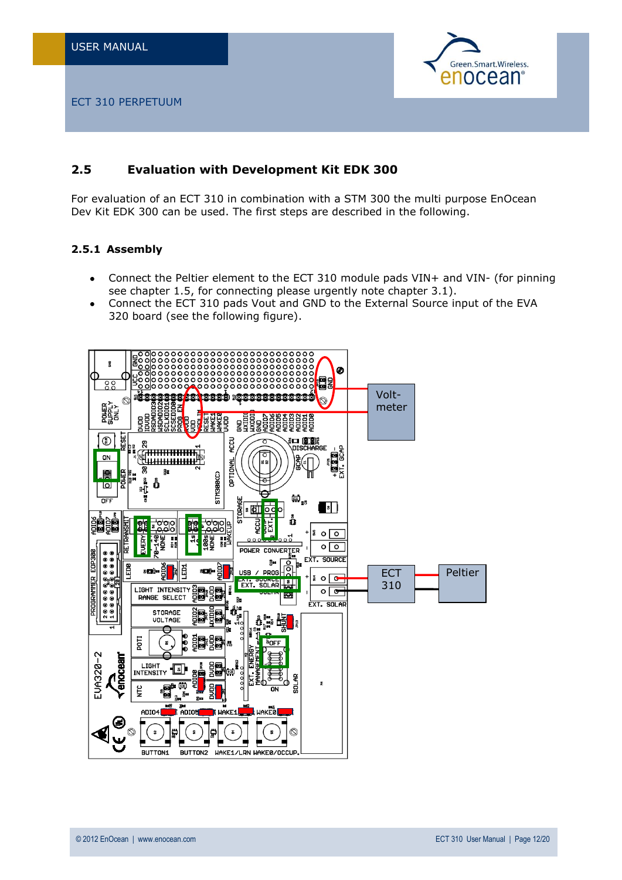## 2.5 Evaluation with Development Kit EDK 300

For evaluation of an ECT 310 in combination with a STM 300 the multi purpose EnOcean Dev Kit EDK 300 can be used. The first steps are described in the following.

### 2.5.1 Assembly

- Connect the Peltier element to the ECT 310 module pads VIN+ and VIN- (for pinning see chapter 1.5, for connecting please urgently note chapter 3.1).
- Connect the ECT 310 pads Vout and GND to the External Source input of the EVA 320 board (see the following figure).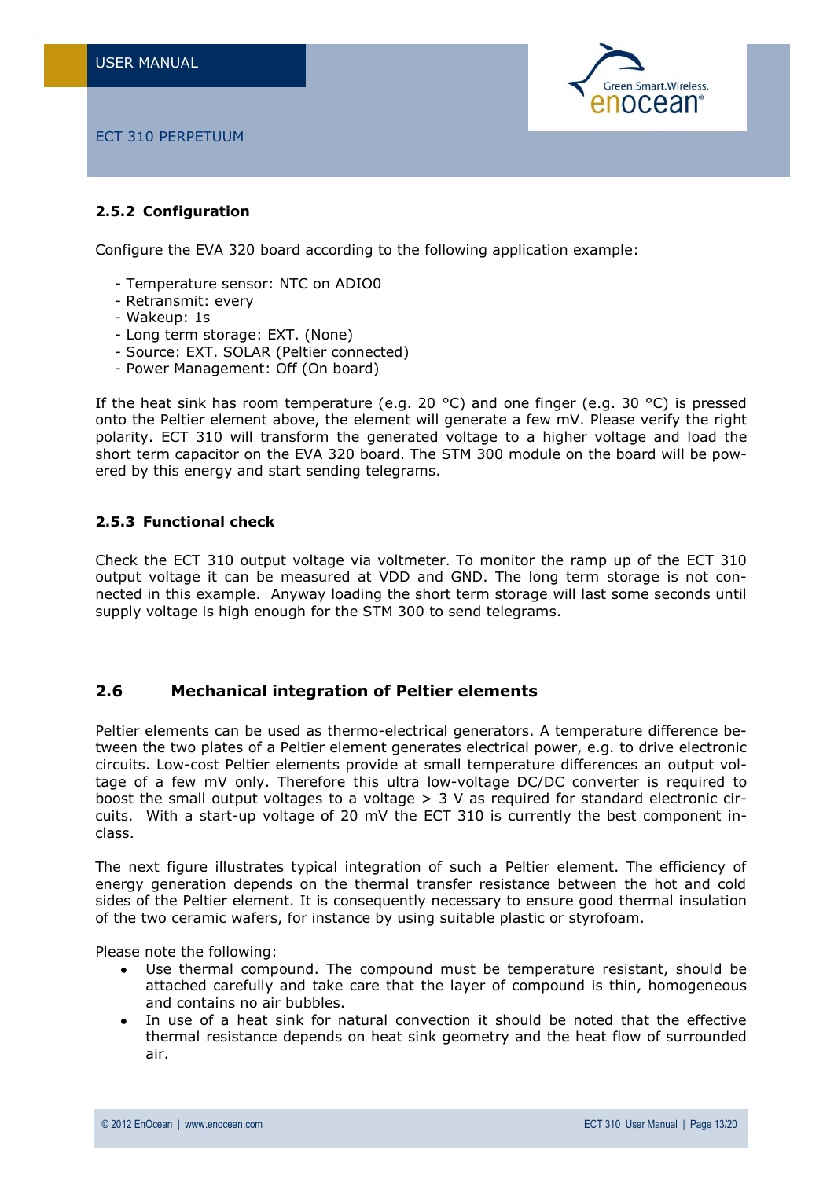### 2.5.2 Configuration

Configure the EVA 320 board according to the following application example:

- Temperature sensor: NTC on ADIO0
- Retransmit: every
- Wakeup: 1s
- Long term storage: EXT. (None)
- Source: EXT. SOLAR (Peltier connected)
- Power Management: Off (On board)

If the heat sink has room temperature (e.g. 20 °C) and one finger (e.g. 30 °C) is pressed onto the Peltier element above, the element will generate a few mV. Please verify the right polarity. ECT 310 will transform the generated voltage to a higher voltage and load the short term capacitor on the EVA 320 board. The STM 300 module on the board will be powered by this energy and start sending telegrams.

### 2.5.3 Functional check

Check the ECT 310 output voltage via voltmeter. To monitor the ramp up of the ECT 310 output voltage it can be measured at VDD and GND. The long term storage is not connected in this example. Anyway loading the short term storage will last some seconds until supply voltage is high enough for the STM 300 to send telegrams.

## 2.6 Mechanical integration of Peltier elements

Peltier elements can be used as thermo-electrical generators. A temperature difference between the two plates of a Peltier element generates electrical power, e.g. to drive electronic circuits. Low-cost Peltier elements provide at small temperature differences an output voltage of a few mV only. Therefore this ultra low-voltage DC/DC converter is required to boost the small output voltages to a voltage > 3 V as required for standard electronic circuits. With a start-up voltage of 20 mV the ECT 310 is currently the best component in-class.

The next figure illustrates typical integration of such a Peltier element. The efficiency of energy generation depends on the thermal transfer resistance between the hot and cold sides of the Peltier element. It is consequently necessary to ensure good thermal insulation of the two ceramic wafers, for instance by using suitable plastic or styrofoam.

Please note the following:

- Use thermal compound. The compound must be temperature resistant, should be attached carefully and take care that the layer of compound is thin, homogeneous and contains no air bubbles.
- In use of a heat sink for natural convection it should be noted that the effective thermal resistance depends on heat sink geometry and the heat flow of surrounded air.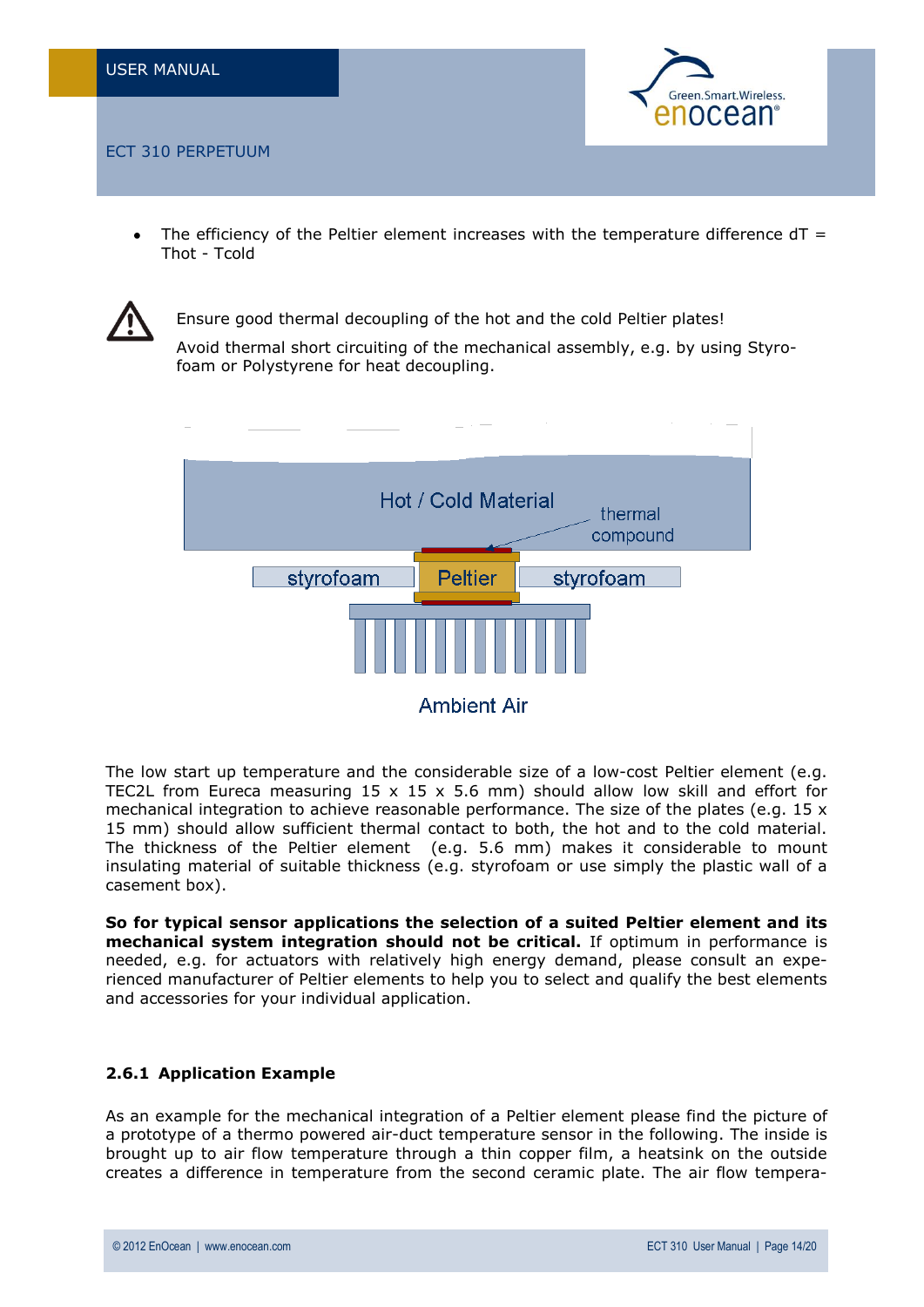- The efficiency of the Peltier element increases with the temperature difference dT = Thot - Tcold

⚠ Ensure good thermal decoupling of the hot and the cold Peltier plates!

Avoid thermal short circuiting of the mechanical assembly, e.g. by using Styrofoam or Polystyrene for heat decoupling.

The low start up temperature and the considerable size of a low-cost Peltier element (e.g. TEC2L from Eureca measuring 15 x 15 x 5.6 mm) should allow low skill and effort for mechanical integration to achieve reasonable performance. The size of the plates (e.g. 15 x 15 mm) should allow sufficient thermal contact to both, the hot and to the cold material. The thickness of the Peltier element (e.g. 5.6 mm) makes it considerable to mount insulating material of suitable thickness (e.g. styrofoam or use simply the plastic wall of a casement box).

**So for typical sensor applications the selection of a suited Peltier element and its mechanical system integration should not be critical.** If optimum in performance is needed, e.g. for actuators with relatively high energy demand, please consult an experienced manufacturer of Peltier elements to help you to select and qualify the best elements and accessories for your individual application.

### 2.6.1 Application Example

As an example for the mechanical integration of a Peltier element please find the picture of a prototype of a thermo powered air-duct temperature sensor in the following. The inside is brought up to air flow temperature through a thin copper film, a heatsink on the outside creates a difference in temperature from the second ceramic plate. The air flow tempera-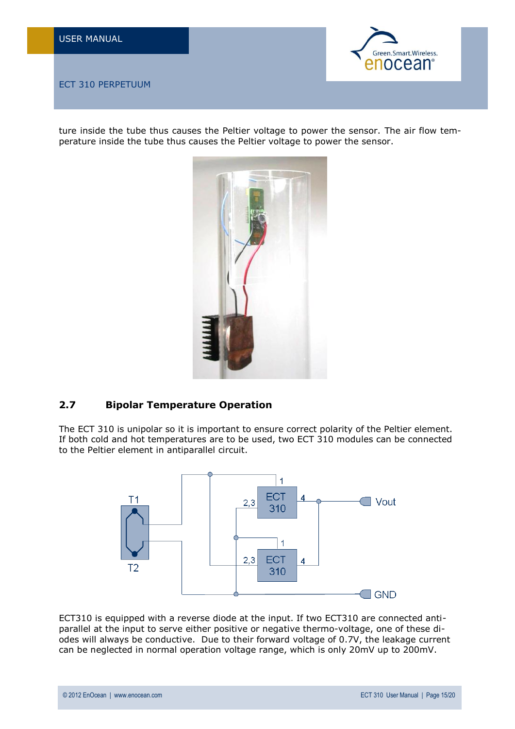ture inside the tube thus causes the Peltier voltage to power the sensor. The air flow temperature inside the tube thus causes the Peltier voltage to power the sensor.

## 2.7 Bipolar Temperature Operation

The ECT 310 is unipolar so it is important to ensure correct polarity of the Peltier element. If both cold and hot temperatures are to be used, two ECT 310 modules can be connected to the Peltier element in antiparallel circuit.

ECT310 is equipped with a reverse diode at the input. If two ECT310 are connected anti-parallel at the input to serve either positive or negative thermo-voltage, one of these diodes will always be conductive. Due to their forward voltage of 0.7V, the leakage current can be neglected in normal operation voltage range, which is only 20mV up to 200mV.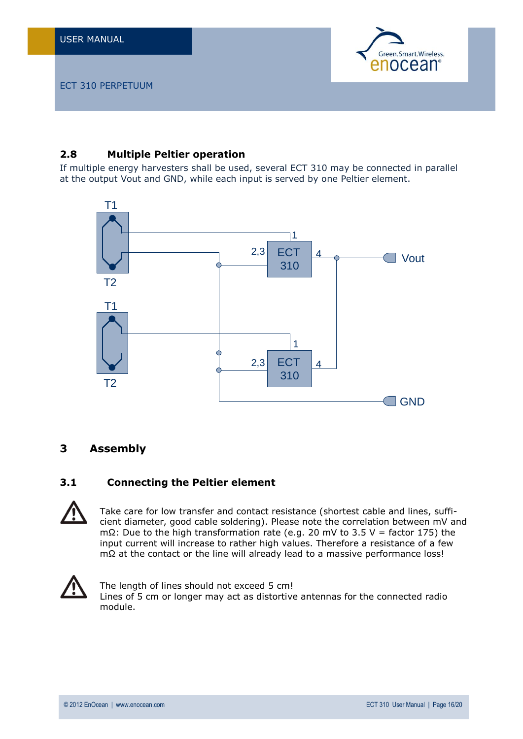## 2.8 Multiple Peltier operation

If multiple energy harvesters shall be used, several ECT 310 may be connected in parallel at the output Vout and GND, while each input is served by one Peltier element.

T1

1

2,3 ECT 310 4

Vout

T2

T1

1

2,3 ECT 310 4

T2

GND

# 3 Assembly

## 3.1 Connecting the Peltier element

Take care for low transfer and contact resistance (shortest cable and lines, sufficient diameter, good cable soldering). Please note the correlation between mV and mΩ: Due to the high transformation rate (e.g. 20 mV to 3.5 V = factor 175) the input current will increase to rather high values. Therefore a resistance of a few mΩ at the contact or the line will already lead to a massive performance loss!

The length of lines should not exceed 5 cm!
Lines of 5 cm or longer may act as distortive antennas for the connected radio module.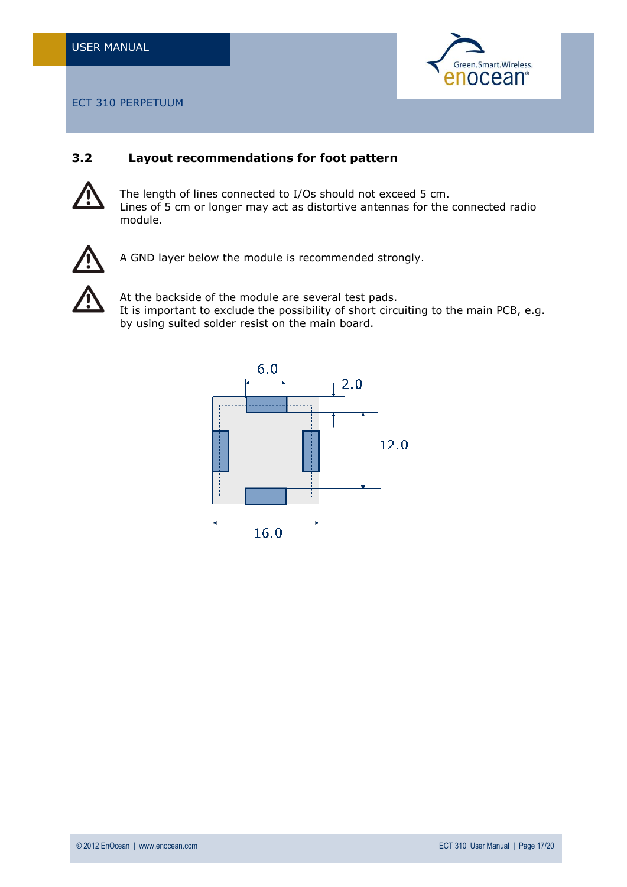### 3.2 Layout recommendations for foot pattern

The length of lines connected to I/Os should not exceed 5 cm.
Lines of 5 cm or longer may act as distortive antennas for the connected radio module.

A GND layer below the module is recommended strongly.

At the backside of the module are several test pads.
It is important to exclude the possibility of short circuiting to the main PCB, e.g. by using suited solder resist on the main board.

6.0

2.0

12.0

16.0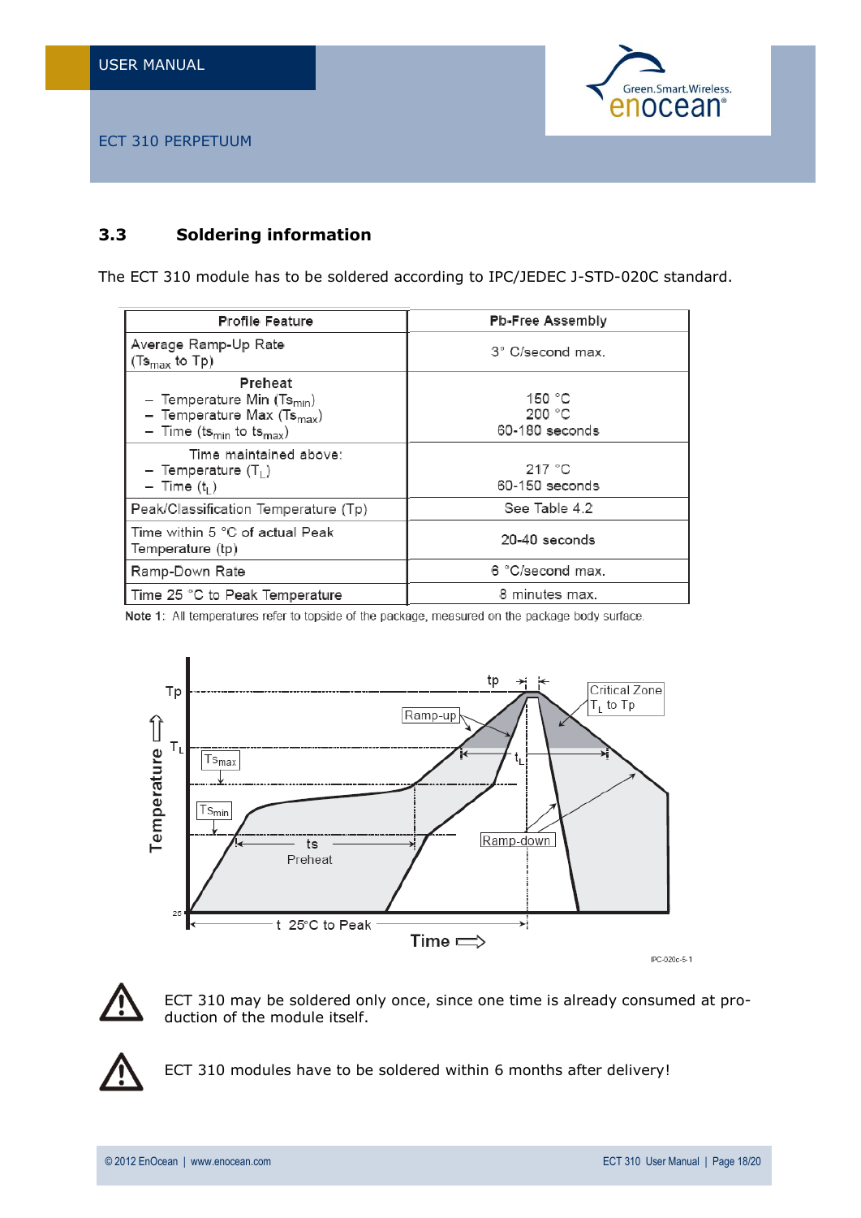## 3.3 Soldering information

The ECT 310 module has to be soldered according to IPC/JEDEC J-STD-020C standard.

| Profile Feature | Pb-Free Assembly |
|---|---|
| Average Ramp-Up Rate ($Ts_{max}$ to Tp) | 3° C/second max. |
| Preheat<br>– Temperature Min ($Ts_{min}$)<br>– Temperature Max ($Ts_{max}$)<br>– Time ($ts_{min}$ to $ts_{max}$) | 150 °C<br>200 °C<br>60-180 seconds |
| Time maintained above:<br>– Temperature ($T_L$)<br>– Time ($t_L$) | 217 °C<br>60-150 seconds |
| Peak/Classification Temperature (Tp) | See Table 4.2 |
| Time within 5 °C of actual Peak Temperature (tp) | 20-40 seconds |
| Ramp-Down Rate | 6 °C/second max. |
| Time 25 °C to Peak Temperature | 8 minutes max. |

**Note 1:** All temperatures refer to topside of the package, measured on the package body surface.

IPC-020c-5-1

⚠ ECT 310 may be soldered only once, since one time is already consumed at production of the module itself.

⚠ ECT 310 modules have to be soldered within 6 months after delivery!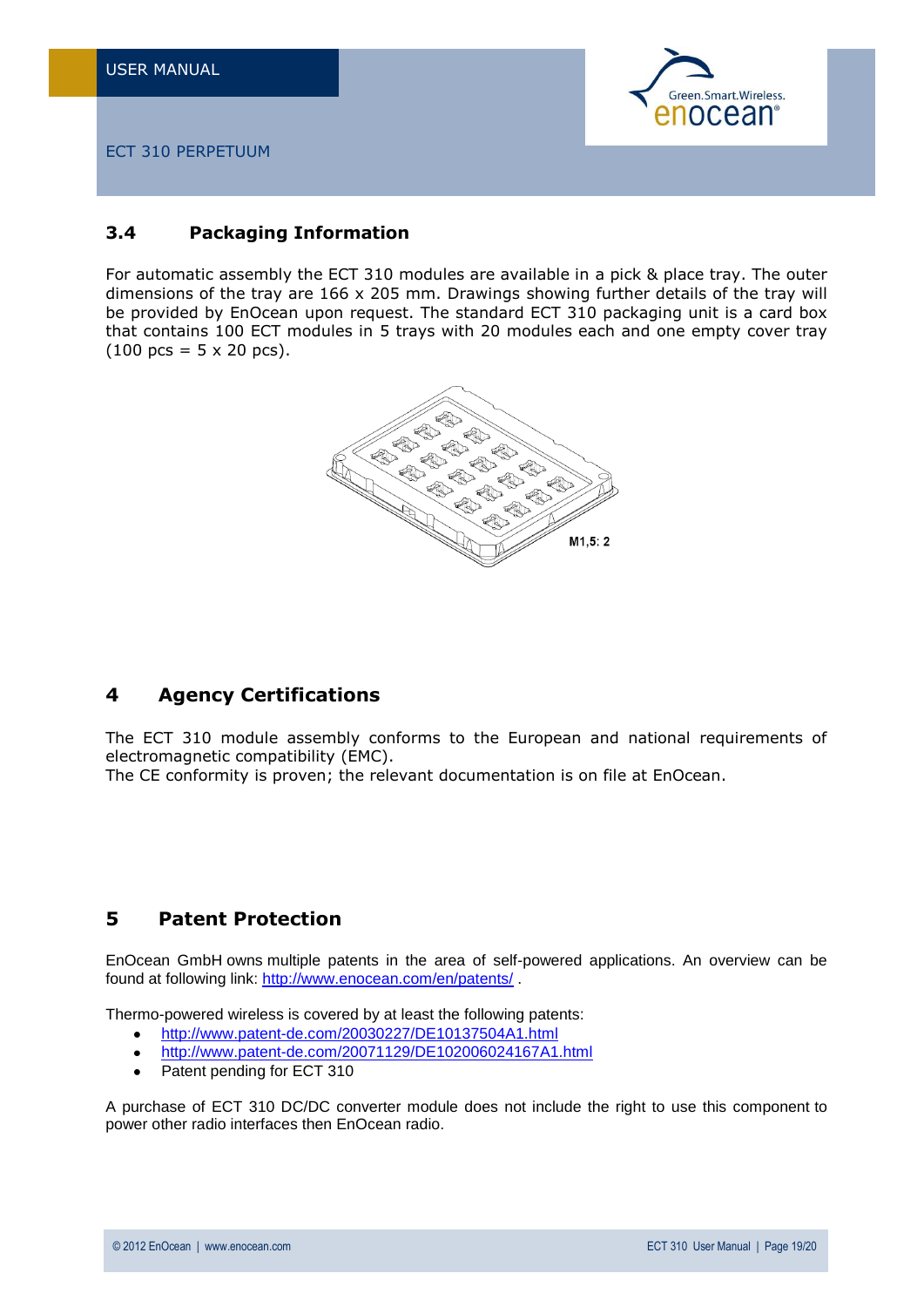### 3.4 Packaging Information

For automatic assembly the ECT 310 modules are available in a pick & place tray. The outer dimensions of the tray are 166 x 205 mm. Drawings showing further details of the tray will be provided by EnOcean upon request. The standard ECT 310 packaging unit is a card box that contains 100 ECT modules in 5 trays with 20 modules each and one empty cover tray (100 pcs = 5 x 20 pcs).

M1,5: 2

## 4 Agency Certifications

The ECT 310 module assembly conforms to the European and national requirements of electromagnetic compatibility (EMC).
The CE conformity is proven; the relevant documentation is on file at EnOcean.

## 5 Patent Protection

EnOcean GmbH owns multiple patents in the area of self-powered applications. An overview can be found at following link: http://www.enocean.com/en/patents/ .

Thermo-powered wireless is covered by at least the following patents:

- http://www.patent-de.com/20030227/DE10137504A1.html
- http://www.patent-de.com/20071129/DE102006024167A1.html
- Patent pending for ECT 310

A purchase of ECT 310 DC/DC converter module does not include the right to use this component to power other radio interfaces then EnOcean radio.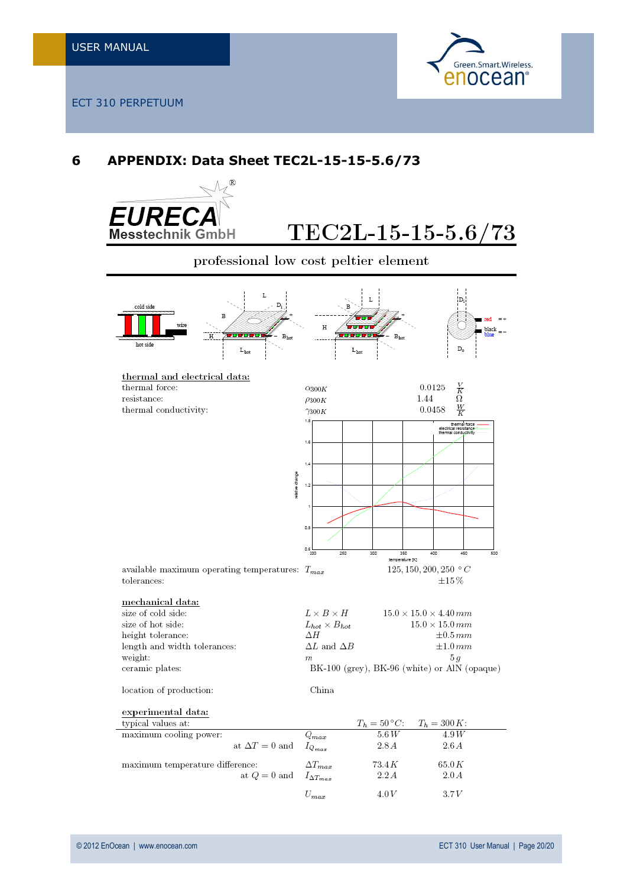# 6 APPENDIX: Data Sheet TEC2L-15-15-5.6/73

EURECA Messtechnik GmbH

TEC2L-15-15-5.6/73

professional low cost peltier element

cold side
wire
hot side
L
B
D_i
H
B_hot
L_hot
+
−
red = +
black = −
blue
D_o

**thermal and electrical data:**

| | | |
|---|---|---|
| thermal force: | $\alpha_{300K}$ | $0.0125 \ \frac{V}{K}$ |
| resistance: | $\rho_{300K}$ | $1.44 \ \Omega$ |
| thermal conductivity: | $\gamma_{300K}$ | $0.0458 \ \frac{W}{K}$ |

relative change
1.8
1.6
1.4
1.2
1
0.8
0.6
200
250
300
350
400
450
500
temperature [K]
thermal force
electrical resistance
thermal conductivity

| | | |
|---|---|---|
| available maximum operating temperatures: | $T_{max}$ | $125, 150, 200, 250 \ ^\circ C$ |
| tolerances: | | $\pm 15\%$ |

**mechanical data:**

| | | |
|---|---|---|
| size of cold side: | $L \times B \times H$ | $15.0 \times 15.0 \times 4.40 \, mm$ |
| size of hot side: | $L_{hot} \times B_{hot}$ | $15.0 \times 15.0 \, mm$ |
| height tolerance: | $\Delta H$ | $\pm 0.5 \, mm$ |
| length and width tolerances: | $\Delta L$ and $\Delta B$ | $\pm 1.0 \, mm$ |
| weight: | $m$ | $5 \, g$ |
| ceramic plates: | BK-100 (grey), BK-96 (white) or AlN (opaque) | |
| location of production: | China | |

**experimental data:**

| typical values at: | | $T_h = 50\,^\circ C$: | $T_h = 300\,K$: |
|---|---|---|---|
| maximum cooling power: | $Q_{max}$ | $5.6\,W$ | $4.9\,W$ |
| at $\Delta T = 0$ and | $I_{Q_{max}}$ | $2.8\,A$ | $2.6\,A$ |
| maximum temperature difference: | $\Delta T_{max}$ | $73.4\,K$ | $65.0\,K$ |
| at $Q = 0$ and | $I_{\Delta T_{max}}$ | $2.2\,A$ | $2.0\,A$ |
| | $U_{max}$ | $4.0\,V$ | $3.7\,V$ |